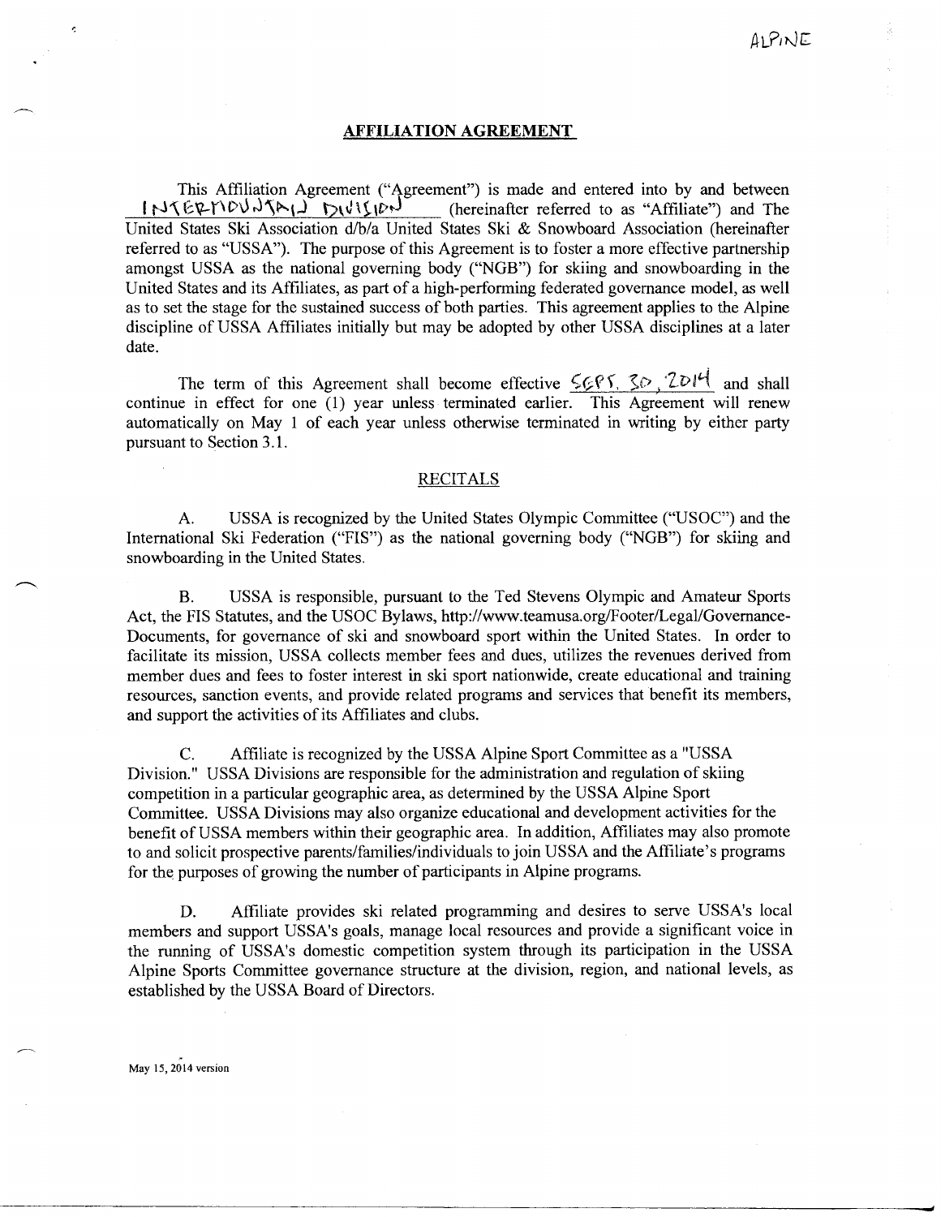ALPINE

## AFFILIATION AGREEMENT

This Affiliation Agreement ("Agreement") is made and entered into by and between INTERMOUNTAIN DIVISION (hereinafter referred to as "Affiliate") and The United States Ski Association d/b/a United States Ski & Snowboard Association (hereinafter referred to as "USSA"). The purpose of this Agreement is to foster a more effective partnership amongst USSA as the national governing body ("NGB") for skiing and snowboarding in the United States and its Affiliates, as part of a high-performing federated governance model, as well as to set the stage for the sustained success of both parties. This agreement applies to the Alpine discipline of USSA Affiliates initially but may be adopted by other USSA disciplines at a later date.

The term of this Agreement shall become effective SEPT. 30, 2014 and shall continue in effect for one (1) year unless terminated earlier. This Agreement will renew automatically on May 1 of each year unless otherwise terminated in writing by either party pursuant to Section 3.1.

### RECITALS

A. USSA is recognized by the United States Olympic Committee ("USOC") and the International Ski Federation ("FIS") as the national governing body ("NGB") for skiing and snowboarding in the United States.

B. USSA is responsible, pursuant to the Ted Stevens Olympic and Amateur Sports Act, the FIS Statutes, and the USOC Bylaws, http://www.teamusa.org/Footer/Legal/Governance-Documents, for governance of ski and snowboard sport within the United States. In order to facilitate its mission, USSA collects member fees and dues, utilizes the revenues derived from member dues and fees to foster interest in ski sport nationwide, create educational and training resources, sanction events, and provide related programs and services that benefit its members, and support the activities of its Affiliates and clubs.

C. Affiliate is recognized by the USSA Alpine Sport Committee as a "USSA Division." USSA Divisions are responsible for the administration and regulation of skiing competition in a particular geographic area, as determined by the USSA Alpine Sport Committee. USSA Divisions may also organize educational and development activities for the benefit of USSA members within their geographic area. In addition, Affiliates may also promote to and solicit prospective parents/families/individuals to join USSA and the Affiliate's programs for the purposes of growing the number of participants in Alpine programs.

D. Affiliate provides ski related programming and desires to serve USSA's local members and support USSA's goals, manage local resources and provide a significant voice in the running of USSA's domestic competition system through its participation in the USSA Alpine Sports Committee governance structure at the division, region, and national levels, as established by the USSA Board of Directors.

May 15, 2014 version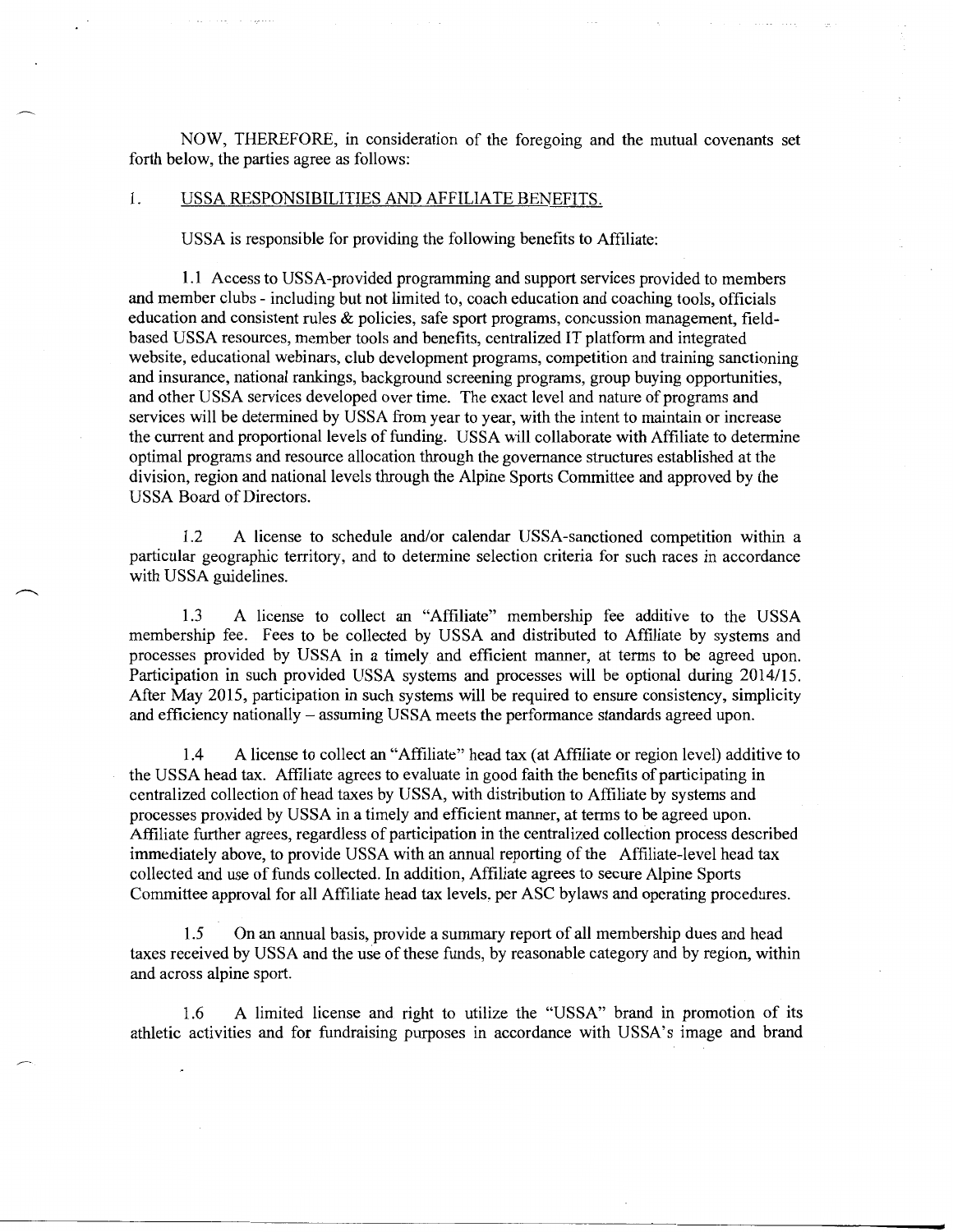NOW, THEREFORE, in consideration of the foregoing and the mutual covenants set forth below, the parties agree as follows:

1. USSA RESPONSIBILITIES AND AFFILIATE BENEFITS.

USSA is responsible for providing the following benefits to Affiliate:

1.1 Access to USSA-provided programming and support services provided to members and member clubs - including but not limited to, coach education and coaching tools, officials education and consistent rules & policies, safe sport programs, concussion management, field-based USSA resources, member tools and benefits, centralized IT platform and integrated website, educational webinars, club development programs, competition and training sanctioning and insurance, national rankings, background screening programs, group buying opportunities, and other USSA services developed over time. The exact level and nature of programs and services will be determined by USSA from year to year, with the intent to maintain or increase the current and proportional levels of funding. USSA will collaborate with Affiliate to determine optimal programs and resource allocation through the governance structures established at the division, region and national levels through the Alpine Sports Committee and approved by the USSA Board of Directors.

1.2 A license to schedule and/or calendar USSA-sanctioned competition within a particular geographic territory, and to determine selection criteria for such races in accordance with USSA guidelines.

1.3 A license to collect an "Affiliate" membership fee additive to the USSA membership fee. Fees to be collected by USSA and distributed to Affiliate by systems and processes provided by USSA in a timely and efficient manner, at terms to be agreed upon. Participation in such provided USSA systems and processes will be optional during 2014/15. After May 2015, participation in such systems will be required to ensure consistency, simplicity and efficiency nationally – assuming USSA meets the performance standards agreed upon.

1.4 A license to collect an "Affiliate" head tax (at Affiliate or region level) additive to the USSA head tax. Affiliate agrees to evaluate in good faith the benefits of participating in centralized collection of head taxes by USSA, with distribution to Affiliate by systems and processes provided by USSA in a timely and efficient manner, at terms to be agreed upon. Affiliate further agrees, regardless of participation in the centralized collection process described immediately above, to provide USSA with an annual reporting of the Affiliate-level head tax collected and use of funds collected. In addition, Affiliate agrees to secure Alpine Sports Committee approval for all Affiliate head tax levels, per ASC bylaws and operating procedures.

1.5 On an annual basis, provide a summary report of all membership dues and head taxes received by USSA and the use of these funds, by reasonable category and by region, within and across alpine sport.

1.6 A limited license and right to utilize the "USSA" brand in promotion of its athletic activities and for fundraising purposes in accordance with USSA's image and brand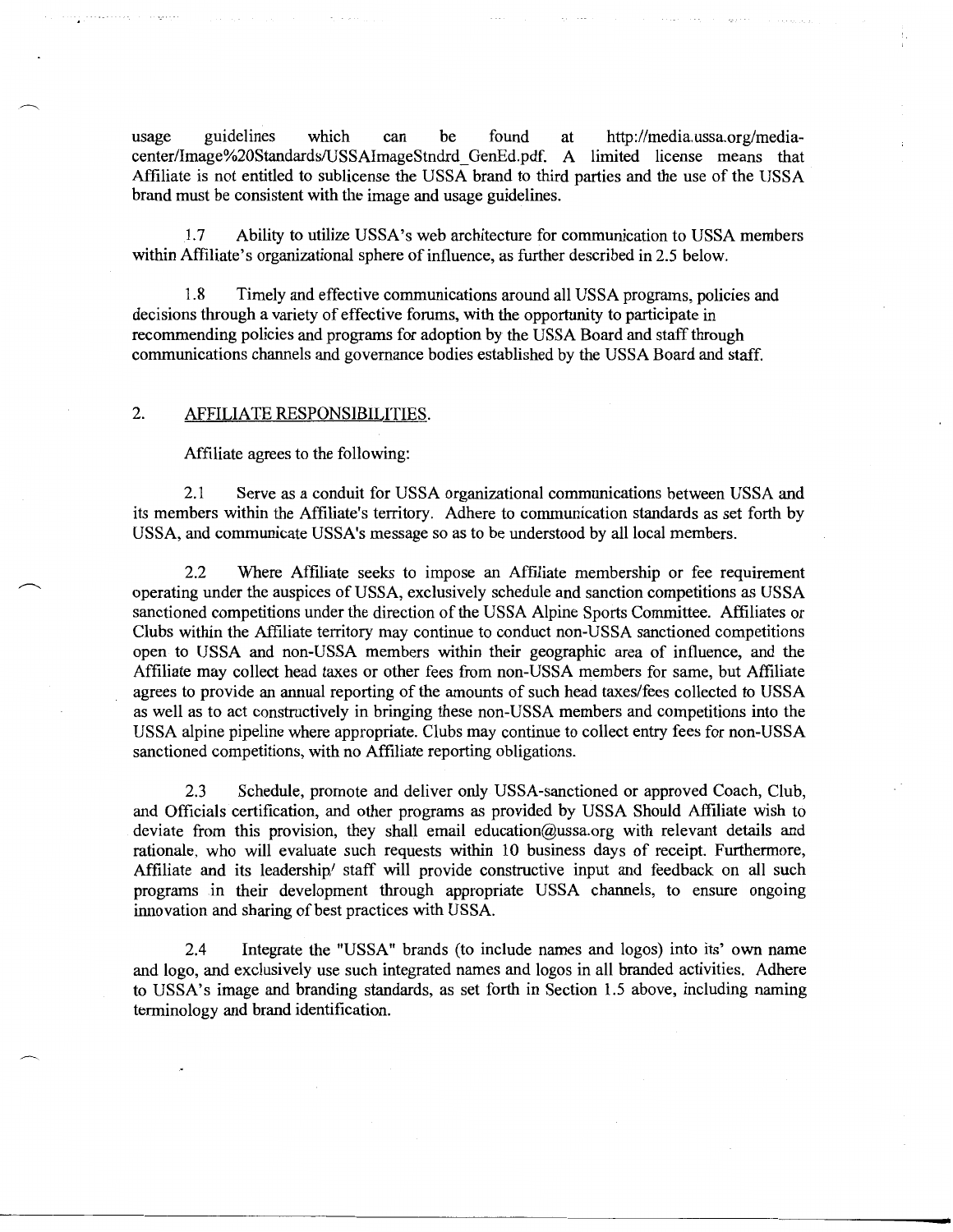usage guidelines which can be found at http://media.ussa.org/media-center/Image%20Standards/USSAImageStndrd_GenEd.pdf. A limited license means that Affiliate is not entitled to sublicense the USSA brand to third parties and the use of the USSA brand must be consistent with the image and usage guidelines.

1.7 Ability to utilize USSA's web architecture for communication to USSA members within Affiliate's organizational sphere of influence, as further described in 2.5 below.

1.8 Timely and effective communications around all USSA programs, policies and decisions through a variety of effective forums, with the opportunity to participate in recommending policies and programs for adoption by the USSA Board and staff through communications channels and governance bodies established by the USSA Board and staff.

## 2. AFFILIATE RESPONSIBILITIES.

Affiliate agrees to the following:

2.1 Serve as a conduit for USSA organizational communications between USSA and its members within the Affiliate's territory. Adhere to communication standards as set forth by USSA, and communicate USSA's message so as to be understood by all local members.

2.2 Where Affiliate seeks to impose an Affiliate membership or fee requirement operating under the auspices of USSA, exclusively schedule and sanction competitions as USSA sanctioned competitions under the direction of the USSA Alpine Sports Committee. Affiliates or Clubs within the Affiliate territory may continue to conduct non-USSA sanctioned competitions open to USSA and non-USSA members within their geographic area of influence, and the Affiliate may collect head taxes or other fees from non-USSA members for same, but Affiliate agrees to provide an annual reporting of the amounts of such head taxes/fees collected to USSA as well as to act constructively in bringing these non-USSA members and competitions into the USSA alpine pipeline where appropriate. Clubs may continue to collect entry fees for non-USSA sanctioned competitions, with no Affiliate reporting obligations.

2.3 Schedule, promote and deliver only USSA-sanctioned or approved Coach, Club, and Officials certification, and other programs as provided by USSA Should Affiliate wish to deviate from this provision, they shall email education@ussa.org with relevant details and rationale, who will evaluate such requests within 10 business days of receipt. Furthermore, Affiliate and its leadership/ staff will provide constructive input and feedback on all such programs in their development through appropriate USSA channels, to ensure ongoing innovation and sharing of best practices with USSA.

2.4 Integrate the "USSA" brands (to include names and logos) into its' own name and logo, and exclusively use such integrated names and logos in all branded activities. Adhere to USSA's image and branding standards, as set forth in Section 1.5 above, including naming terminology and brand identification.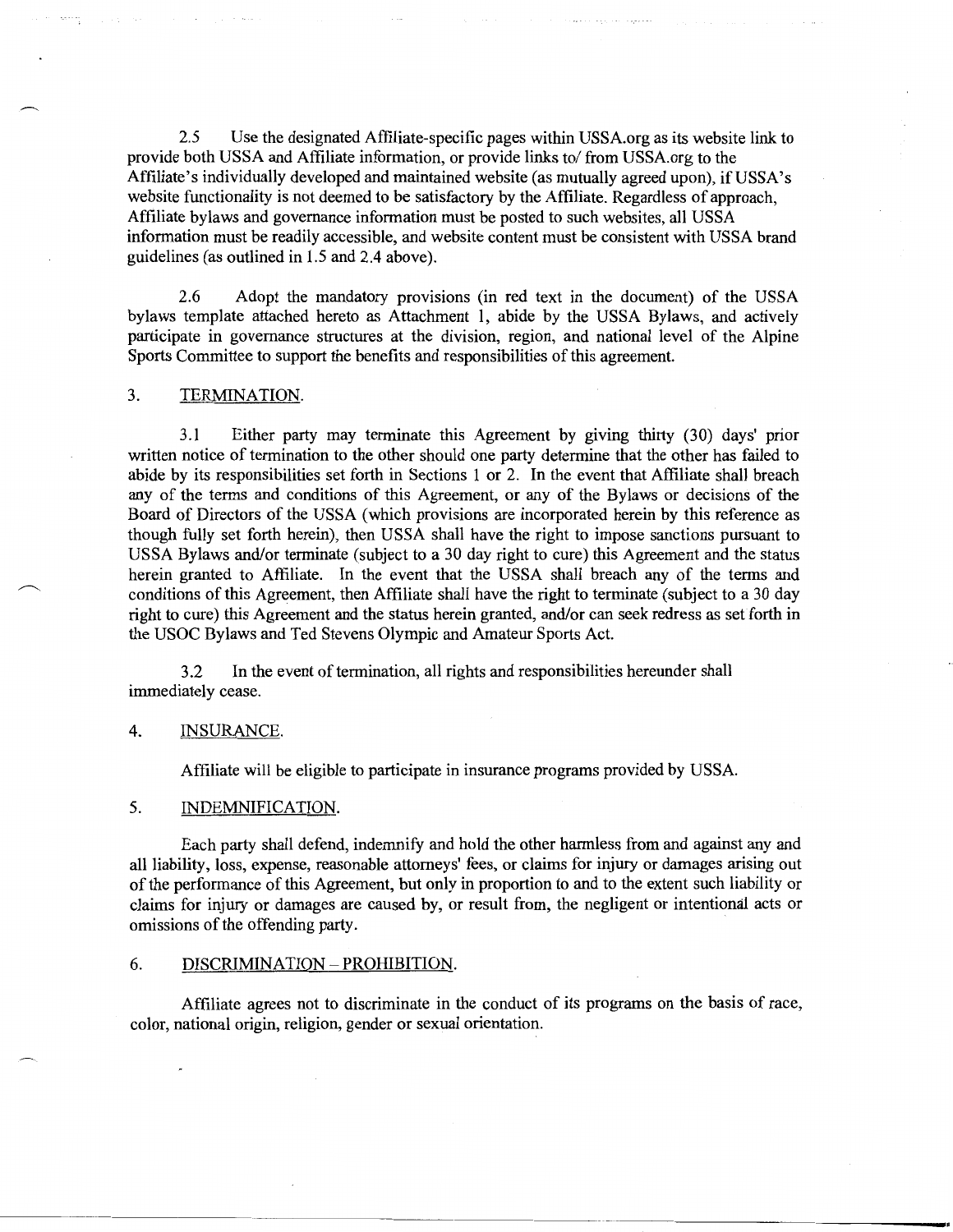2.5 Use the designated Affiliate-specific pages within USSA.org as its website link to provide both USSA and Affiliate information, or provide links to/ from USSA.org to the Affiliate's individually developed and maintained website (as mutually agreed upon), if USSA's website functionality is not deemed to be satisfactory by the Affiliate. Regardless of approach, Affiliate bylaws and governance information must be posted to such websites, all USSA information must be readily accessible, and website content must be consistent with USSA brand guidelines (as outlined in 1.5 and 2.4 above).

2.6 Adopt the mandatory provisions (in red text in the document) of the USSA bylaws template attached hereto as Attachment 1, abide by the USSA Bylaws, and actively participate in governance structures at the division, region, and national level of the Alpine Sports Committee to support the benefits and responsibilities of this agreement.

3. <u>TERMINATION.</u>

3.1 Either party may terminate this Agreement by giving thirty (30) days' prior written notice of termination to the other should one party determine that the other has failed to abide by its responsibilities set forth in Sections 1 or 2. In the event that Affiliate shall breach any of the terms and conditions of this Agreement, or any of the Bylaws or decisions of the Board of Directors of the USSA (which provisions are incorporated herein by this reference as though fully set forth herein), then USSA shall have the right to impose sanctions pursuant to USSA Bylaws and/or terminate (subject to a 30 day right to cure) this Agreement and the status herein granted to Affiliate. In the event that the USSA shall breach any of the terms and conditions of this Agreement, then Affiliate shall have the right to terminate (subject to a 30 day right to cure) this Agreement and the status herein granted, and/or can seek redress as set forth in the USOC Bylaws and Ted Stevens Olympic and Amateur Sports Act.

3.2 In the event of termination, all rights and responsibilities hereunder shall immediately cease.

4. <u>INSURANCE.</u>

Affiliate will be eligible to participate in insurance programs provided by USSA.

5. <u>INDEMNIFICATION.</u>

Each party shall defend, indemnify and hold the other harmless from and against any and all liability, loss, expense, reasonable attorneys' fees, or claims for injury or damages arising out of the performance of this Agreement, but only in proportion to and to the extent such liability or claims for injury or damages are caused by, or result from, the negligent or intentional acts or omissions of the offending party.

6. <u>DISCRIMINATION – PROHIBITION.</u>

Affiliate agrees not to discriminate in the conduct of its programs on the basis of race, color, national origin, religion, gender or sexual orientation.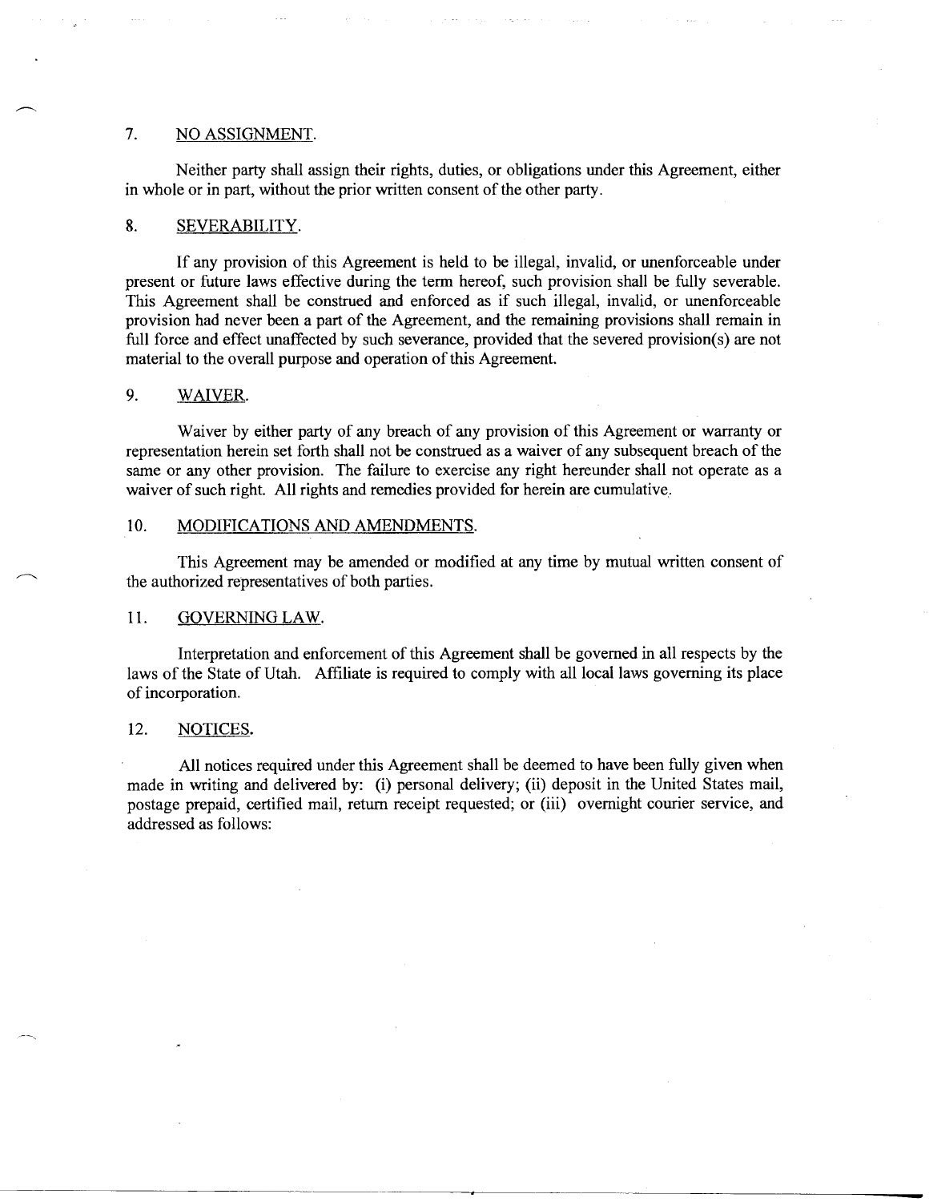7. NO ASSIGNMENT.

Neither party shall assign their rights, duties, or obligations under this Agreement, either in whole or in part, without the prior written consent of the other party.

8. SEVERABILITY.

If any provision of this Agreement is held to be illegal, invalid, or unenforceable under present or future laws effective during the term hereof, such provision shall be fully severable. This Agreement shall be construed and enforced as if such illegal, invalid, or unenforceable provision had never been a part of the Agreement, and the remaining provisions shall remain in full force and effect unaffected by such severance, provided that the severed provision(s) are not material to the overall purpose and operation of this Agreement.

9. WAIVER.

Waiver by either party of any breach of any provision of this Agreement or warranty or representation herein set forth shall not be construed as a waiver of any subsequent breach of the same or any other provision. The failure to exercise any right hereunder shall not operate as a waiver of such right. All rights and remedies provided for herein are cumulative.

10. MODIFICATIONS AND AMENDMENTS.

This Agreement may be amended or modified at any time by mutual written consent of the authorized representatives of both parties.

11. GOVERNING LAW.

Interpretation and enforcement of this Agreement shall be governed in all respects by the laws of the State of Utah. Affiliate is required to comply with all local laws governing its place of incorporation.

12. NOTICES.

All notices required under this Agreement shall be deemed to have been fully given when made in writing and delivered by: (i) personal delivery; (ii) deposit in the United States mail, postage prepaid, certified mail, return receipt requested; or (iii) overnight courier service, and addressed as follows: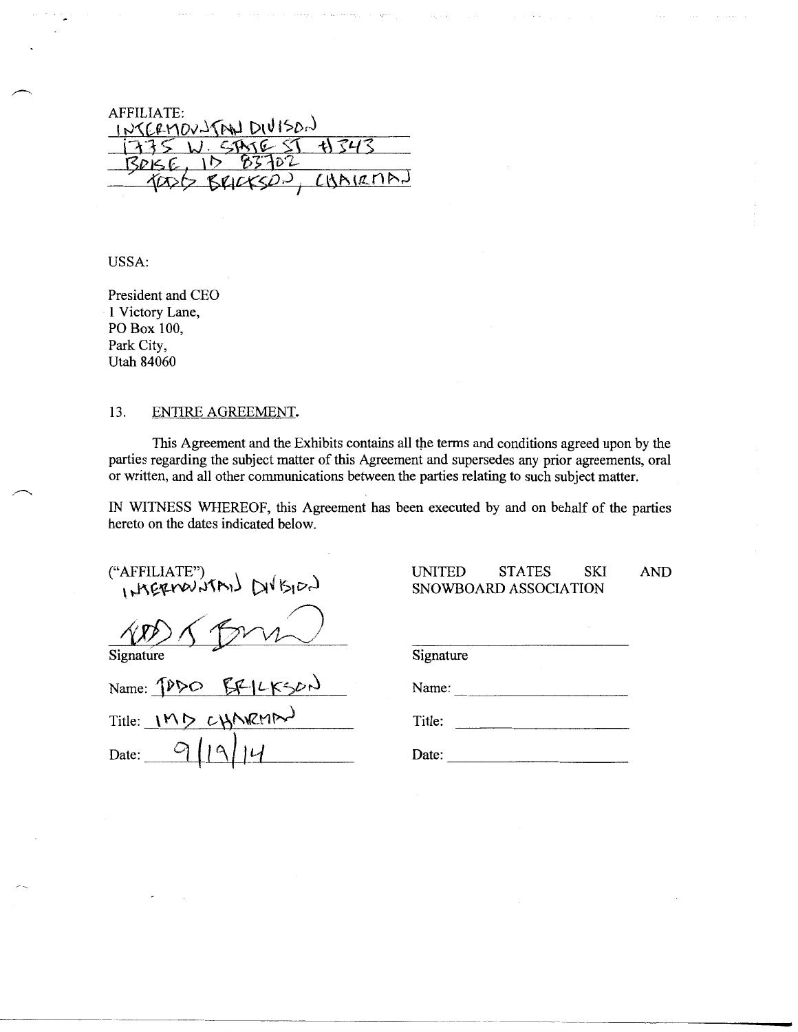AFFILIATE:
INTERMOUNTAIN DIVISION
1735 W. STATE ST #343
BOISE, ID 83702
TODD ERICKSON, CHAIRMAN

USSA:

President and CEO
1 Victory Lane,
PO Box 100,
Park City,
Utah 84060

## 13. ENTIRE AGREEMENT.

This Agreement and the Exhibits contains all the terms and conditions agreed upon by the parties regarding the subject matter of this Agreement and supersedes any prior agreements, oral or written, and all other communications between the parties relating to such subject matter.

IN WITNESS WHEREOF, this Agreement has been executed by and on behalf of the parties hereto on the dates indicated below.

("AFFILIATE")
INTERMOUNTAIN DIVISION

[signature]
Signature

Name: TODD ERICKSON

Title: IMD CHAIRMAN

Date: 9/19/14

UNITED STATES SKI AND SNOWBOARD ASSOCIATION

Signature

Name:

Title:

Date: